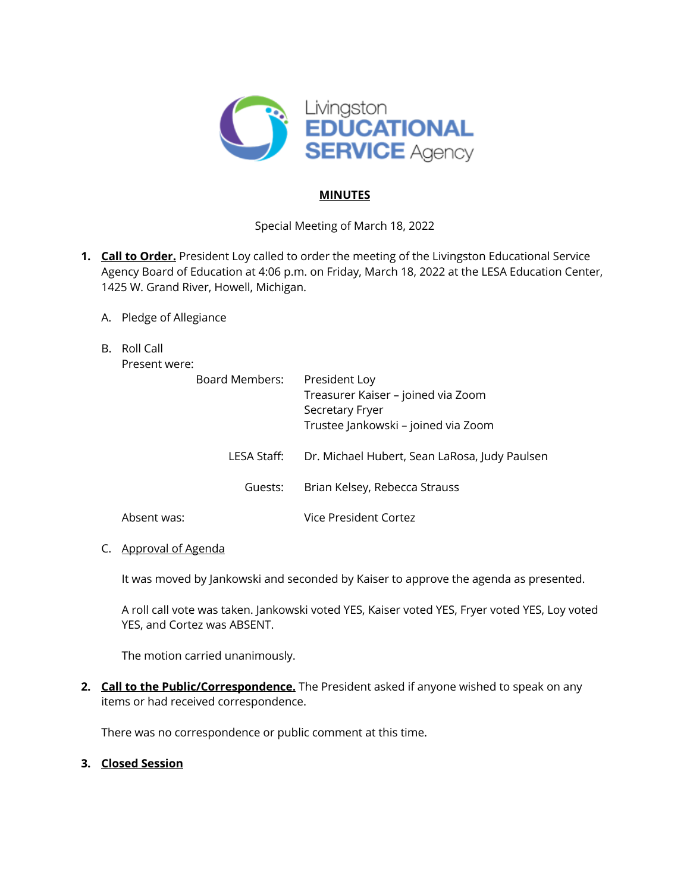Livingston EDUCATIONAL SERVICE Agency

## MINUTES

Special Meeting of March 18, 2022

1. **Call to Order.** President Loy called to order the meeting of the Livingston Educational Service Agency Board of Education at 4:06 p.m. on Friday, March 18, 2022 at the LESA Education Center, 1425 W. Grand River, Howell, Michigan.

   A. Pledge of Allegiance

   B. Roll Call

   Present were:

   | | |
   |---|---|
   | Board Members: | President Loy<br>Treasurer Kaiser – joined via Zoom<br>Secretary Fryer<br>Trustee Jankowski – joined via Zoom |
   | LESA Staff: | Dr. Michael Hubert, Sean LaRosa, Judy Paulsen |
   | Guests: | Brian Kelsey, Rebecca Strauss |

   Absent was: Vice President Cortez

   C. Approval of Agenda

   It was moved by Jankowski and seconded by Kaiser to approve the agenda as presented.

   A roll call vote was taken. Jankowski voted YES, Kaiser voted YES, Fryer voted YES, Loy voted YES, and Cortez was ABSENT.

   The motion carried unanimously.

2. **Call to the Public/Correspondence.** The President asked if anyone wished to speak on any items or had received correspondence.

   There was no correspondence or public comment at this time.

3. **Closed Session**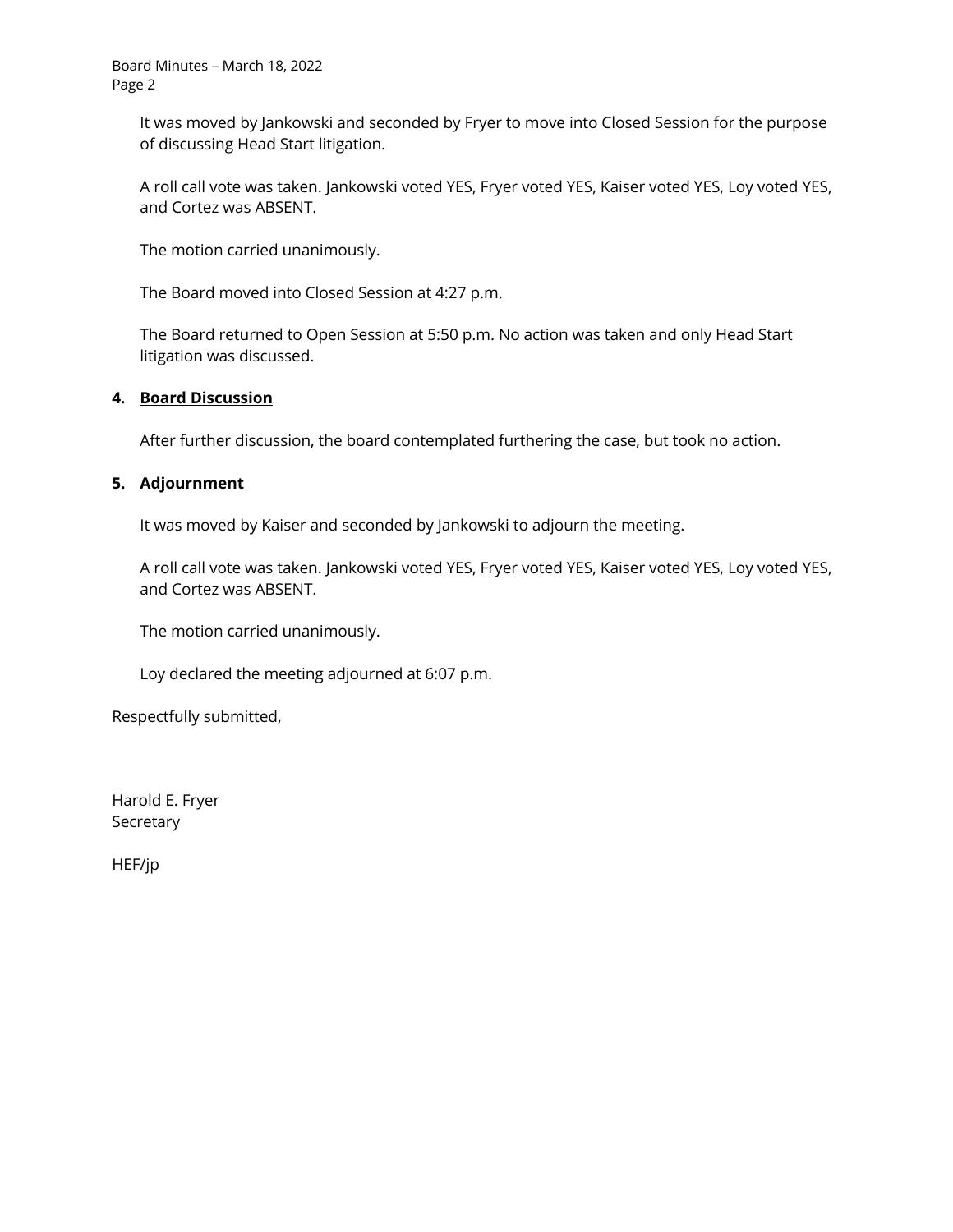It was moved by Jankowski and seconded by Fryer to move into Closed Session for the purpose of discussing Head Start litigation.

A roll call vote was taken. Jankowski voted YES, Fryer voted YES, Kaiser voted YES, Loy voted YES, and Cortez was ABSENT.

The motion carried unanimously.

The Board moved into Closed Session at 4:27 p.m.

The Board returned to Open Session at 5:50 p.m. No action was taken and only Head Start litigation was discussed.

**4. Board Discussion**

After further discussion, the board contemplated furthering the case, but took no action.

**5. Adjournment**

It was moved by Kaiser and seconded by Jankowski to adjourn the meeting.

A roll call vote was taken. Jankowski voted YES, Fryer voted YES, Kaiser voted YES, Loy voted YES, and Cortez was ABSENT.

The motion carried unanimously.

Loy declared the meeting adjourned at 6:07 p.m.

Respectfully submitted,

Harold E. Fryer
Secretary

HEF/jp